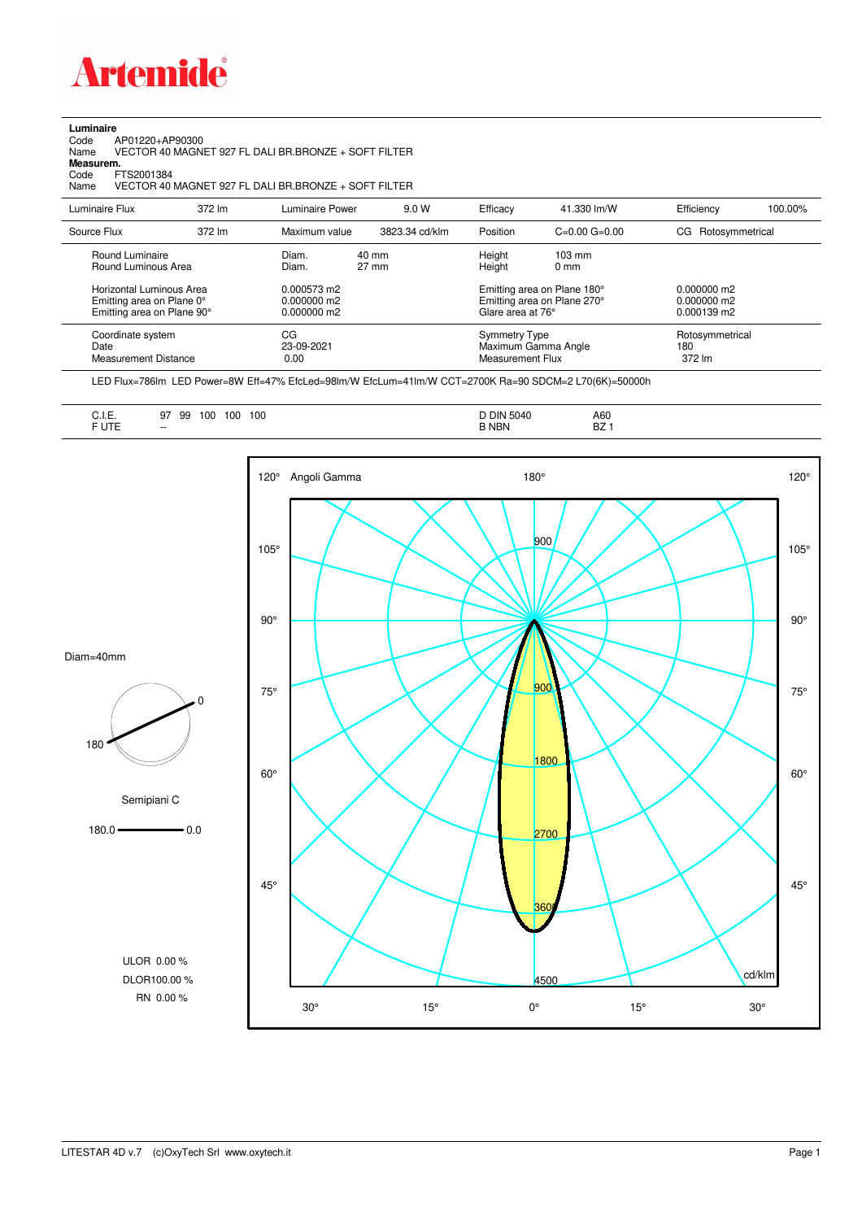**Artemide**

**Luminaire**
Code AP01220+AP90300
Name VECTOR 40 MAGNET 927 FL DALI BR.BRONZE + SOFT FILTER
**Measurem.**
Code FTS2001384
Name VECTOR 40 MAGNET 927 FL DALI BR.BRONZE + SOFT FILTER

| Luminaire Flux | 372 lm | Luminaire Power | 9.0 W | Efficacy | 41.330 lm/W | Efficiency | 100.00% |
|---|---|---|---|---|---|---|---|
| Source Flux | 372 lm | Maximum value | 3823.34 cd/klm | Position | C=0.00 G=0.00 | CG Rotosymmetrical | |

| | | | | |
|---|---|---|---|---|
| Round Luminaire | Diam. 40 mm | Height 103 mm | | |
| Round Luminous Area | Diam. 27 mm | Height 0 mm | | |
| Horizontal Luminous Area | 0.000573 m2 | Emitting area on Plane 180° | 0.000000 m2 | |
| Emitting area on Plane 0° | 0.000000 m2 | Emitting area on Plane 270° | 0.000000 m2 | |
| Emitting area on Plane 90° | 0.000000 m2 | Glare area at 76° | 0.000139 m2 | |

| | | | |
|---|---|---|---|
| Coordinate system | CG | Symmetry Type | Rotosymmetrical |
| Date | 23-09-2021 | Maximum Gamma Angle | 180 |
| Measurement Distance | 0.00 | Measurement Flux | 372 lm |

LED Flux=786lm LED Power=8W Eff=47% EfcLed=98lm/W EfcLum=41lm/W CCT=2700K Ra=90 SDCM=2 L70(6K)=50000h

| | | | |
|---|---|---|---|
| C.I.E. | 97 99 100 100 100 | D DIN 5040 | A60 |
| F UTE | -- | B NBN | BZ 1 |

Diam=40mm

Semipiani C

180.0 — 0.0

ULOR 0.00 %
DLOR100.00 %
RN 0.00 %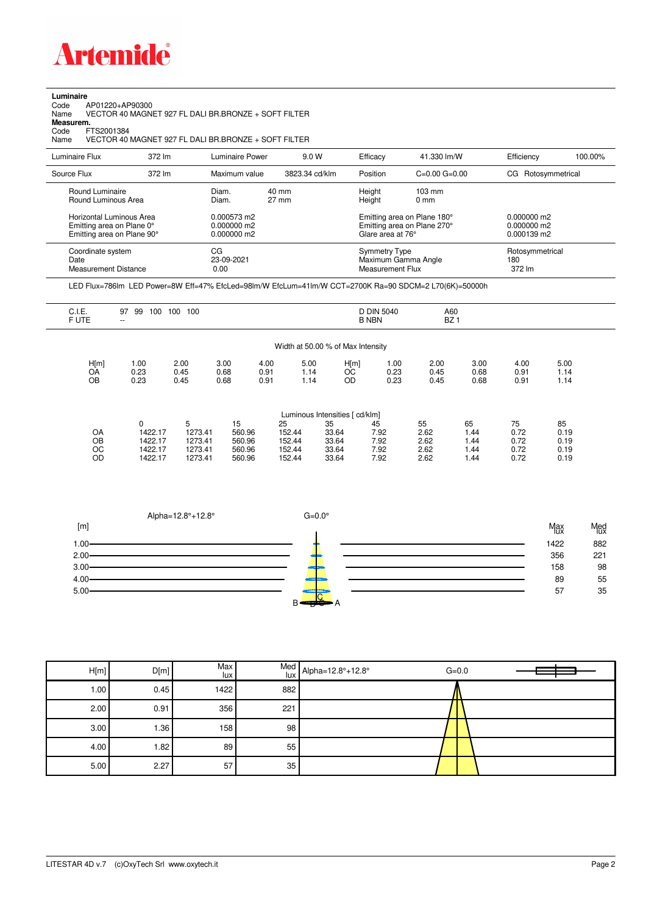**Artemide**

**Luminaire**
Code AP01220+AP90300
Name VECTOR 40 MAGNET 927 FL DALI BR.BRONZE + SOFT FILTER
**Measurem.**
Code FTS2001384
Name VECTOR 40 MAGNET 927 FL DALI BR.BRONZE + SOFT FILTER

| | | | | | | | |
|---|---|---|---|---|---|---|---|
| Luminaire Flux | 372 lm | Luminaire Power | 9.0 W | Efficacy | 41.330 lm/W | Efficiency | 100.00% |
| Source Flux | 372 lm | Maximum value | 3823.34 cd/klm | Position | C=0.00 G=0.00 | CG Rotosymmetrical | |

| | | | | | |
|---|---|---|---|---|---|
| Round Luminaire | Diam. | 40 mm | Height | 103 mm | |
| Round Luminous Area | Diam. | 27 mm | Height | 0 mm | |
| Horizontal Luminous Area | 0.000573 m2 | | Emitting area on Plane 180° | | 0.000000 m2 |
| Emitting area on Plane 0° | 0.000000 m2 | | Emitting area on Plane 270° | | 0.000000 m2 |
| Emitting area on Plane 90° | 0.000000 m2 | | Glare area at 76° | | 0.000139 m2 |
| Coordinate system | CG | | Symmetry Type | | Rotosymmetrical |
| Date | 23-09-2021 | | Maximum Gamma Angle | | 180 |
| Measurement Distance | 0.00 | | Measurement Flux | | 372 lm |

LED Flux=786lm LED Power=8W Eff=47% EfcLed=98lm/W EfcLum=41lm/W CCT=2700K Ra=90 SDCM=2 L70(6K)=50000h

| | | | |
|---|---|---|---|
| C.I.E. | 97 99 100 100 100 | D DIN 5040 | A60 |
| F UTE | -- | B NBN | BZ 1 |

Width at 50.00 % of Max Intensity

| H[m] | 1.00 | 2.00 | 3.00 | 4.00 | 5.00 | H[m] | 1.00 | 2.00 | 3.00 | 4.00 | 5.00 |
|---|---|---|---|---|---|---|---|---|---|---|---|
| OA | 0.23 | 0.45 | 0.68 | 0.91 | 1.14 | OC | 0.23 | 0.45 | 0.68 | 0.91 | 1.14 |
| OB | 0.23 | 0.45 | 0.68 | 0.91 | 1.14 | OD | 0.23 | 0.45 | 0.68 | 0.91 | 1.14 |

Luminous Intensities [ cd/klm]

| | 0 | 5 | 15 | 25 | 35 | 45 | 55 | 65 | 75 | 85 |
|---|---|---|---|---|---|---|---|---|---|---|
| OA | 1422.17 | 1273.41 | 560.96 | 152.44 | 33.64 | 7.92 | 2.62 | 1.44 | 0.72 | 0.19 |
| OB | 1422.17 | 1273.41 | 560.96 | 152.44 | 33.64 | 7.92 | 2.62 | 1.44 | 0.72 | 0.19 |
| OC | 1422.17 | 1273.41 | 560.96 | 152.44 | 33.64 | 7.92 | 2.62 | 1.44 | 0.72 | 0.19 |
| OD | 1422.17 | 1273.41 | 560.96 | 152.44 | 33.64 | 7.92 | 2.62 | 1.44 | 0.72 | 0.19 |

Alpha=12.8°+12.8°
G=0.0°
[m]
1.00
2.00
3.00
4.00
5.00
B D C A
Max lux: 1422, 356, 158, 89, 57
Med lux: 882, 221, 98, 55, 35

| H[m] | D[m] | Max lux | Med lux | Alpha=12.8°+12.8° G=0.0 |
|---|---|---|---|---|
| 1.00 | 0.45 | 1422 | 882 | |
| 2.00 | 0.91 | 356 | 221 | |
| 3.00 | 1.36 | 158 | 98 | |
| 4.00 | 1.82 | 89 | 55 | |
| 5.00 | 2.27 | 57 | 35 | |

LITESTAR 4D v.7 (c)OxyTech Srl www.oxytech.it